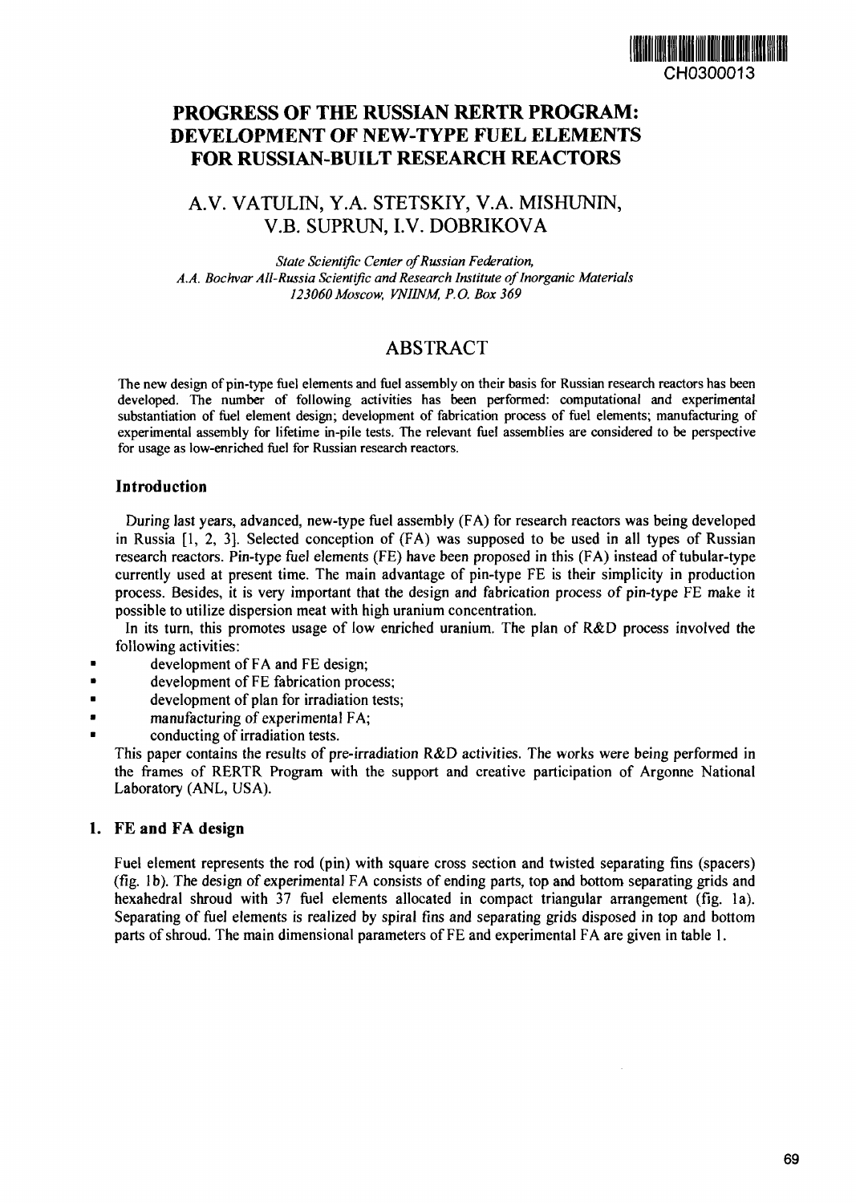CH0300013

# PROGRESS OF THE RUSSIAN RERTR PROGRAM: DEVELOPMENT OF NEW-TYPE FUEL ELEMENTS FOR RUSSIAN-BUILT RESEARCH REACTORS

## A.V. VATULIN, Y.A. STETSKIY, V.A. MISHUNIN, V.B. SUPRUN, I.V. DOBRIKOVA

*State Scientific Center of Russian Federation,*
*A.A. Bochvar All-Russia Scientific and Research Institute of Inorganic Materials*
*123060 Moscow, VNIINM, P.O. Box 369*

## ABSTRACT

The new design of pin-type fuel elements and fuel assembly on their basis for Russian research reactors has been developed. The number of following activities has been performed: computational and experimental substantiation of fuel element design; development of fabrication process of fuel elements; manufacturing of experimental assembly for lifetime in-pile tests. The relevant fuel assemblies are considered to be perspective for usage as low-enriched fuel for Russian research reactors.

### Introduction

During last years, advanced, new-type fuel assembly (FA) for research reactors was being developed in Russia [1, 2, 3]. Selected conception of (FA) was supposed to be used in all types of Russian research reactors. Pin-type fuel elements (FE) have been proposed in this (FA) instead of tubular-type currently used at present time. The main advantage of pin-type FE is their simplicity in production process. Besides, it is very important that the design and fabrication process of pin-type FE make it possible to utilize dispersion meat with high uranium concentration.

In its turn, this promotes usage of low enriched uranium. The plan of R&D process involved the following activities:

- development of FA and FE design;
- development of FE fabrication process;
- development of plan for irradiation tests;
- manufacturing of experimental FA;
- conducting of irradiation tests.

This paper contains the results of pre-irradiation R&D activities. The works were being performed in the frames of RERTR Program with the support and creative participation of Argonne National Laboratory (ANL, USA).

### 1. FE and FA design

Fuel element represents the rod (pin) with square cross section and twisted separating fins (spacers) (fig. 1b). The design of experimental FA consists of ending parts, top and bottom separating grids and hexahedral shroud with 37 fuel elements allocated in compact triangular arrangement (fig. 1a). Separating of fuel elements is realized by spiral fins and separating grids disposed in top and bottom parts of shroud. The main dimensional parameters of FE and experimental FA are given in table 1.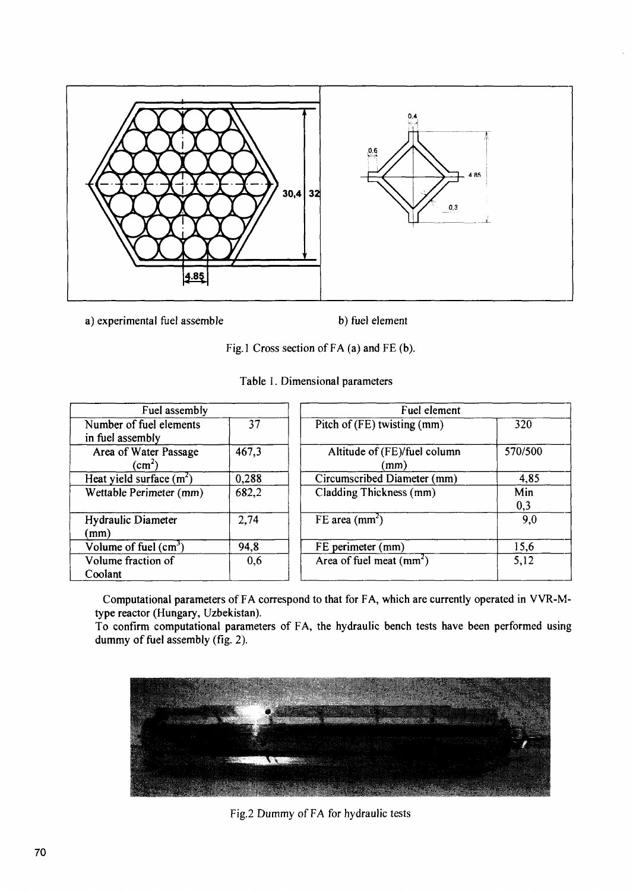a) experimental fuel assemble b) fuel element

Fig.1 Cross section of FA (a) and FE (b).

Table 1. Dimensional parameters

| Fuel assembly | |
|---|---|
| Number of fuel elements in fuel assembly | 37 |
| Area of Water Passage ($cm^2$) | 467,3 |
| Heat yield surface ($m^2$) | 0,288 |
| Wettable Perimeter (mm) | 682,2 |
| Hydraulic Diameter (mm) | 2,74 |
| Volume of fuel ($cm^3$) | 94,8 |
| Volume fraction of Coolant | 0,6 |

| Fuel element | |
|---|---|
| Pitch of (FE) twisting (mm) | 320 |
| Altitude of (FE)/fuel column (mm) | 570/500 |
| Circumscribed Diameter (mm) | 4,85 |
| Cladding Thickness (mm) | Min 0,3 |
| FE area ($mm^2$) | 9,0 |
| FE perimeter (mm) | 15,6 |
| Area of fuel meat ($mm^2$) | 5,12 |

Computational parameters of FA correspond to that for FA, which are currently operated in VVR-M-type reactor (Hungary, Uzbekistan).

To confirm computational parameters of FA, the hydraulic bench tests have been performed using dummy of fuel assembly (fig. 2).

Fig.2 Dummy of FA for hydraulic tests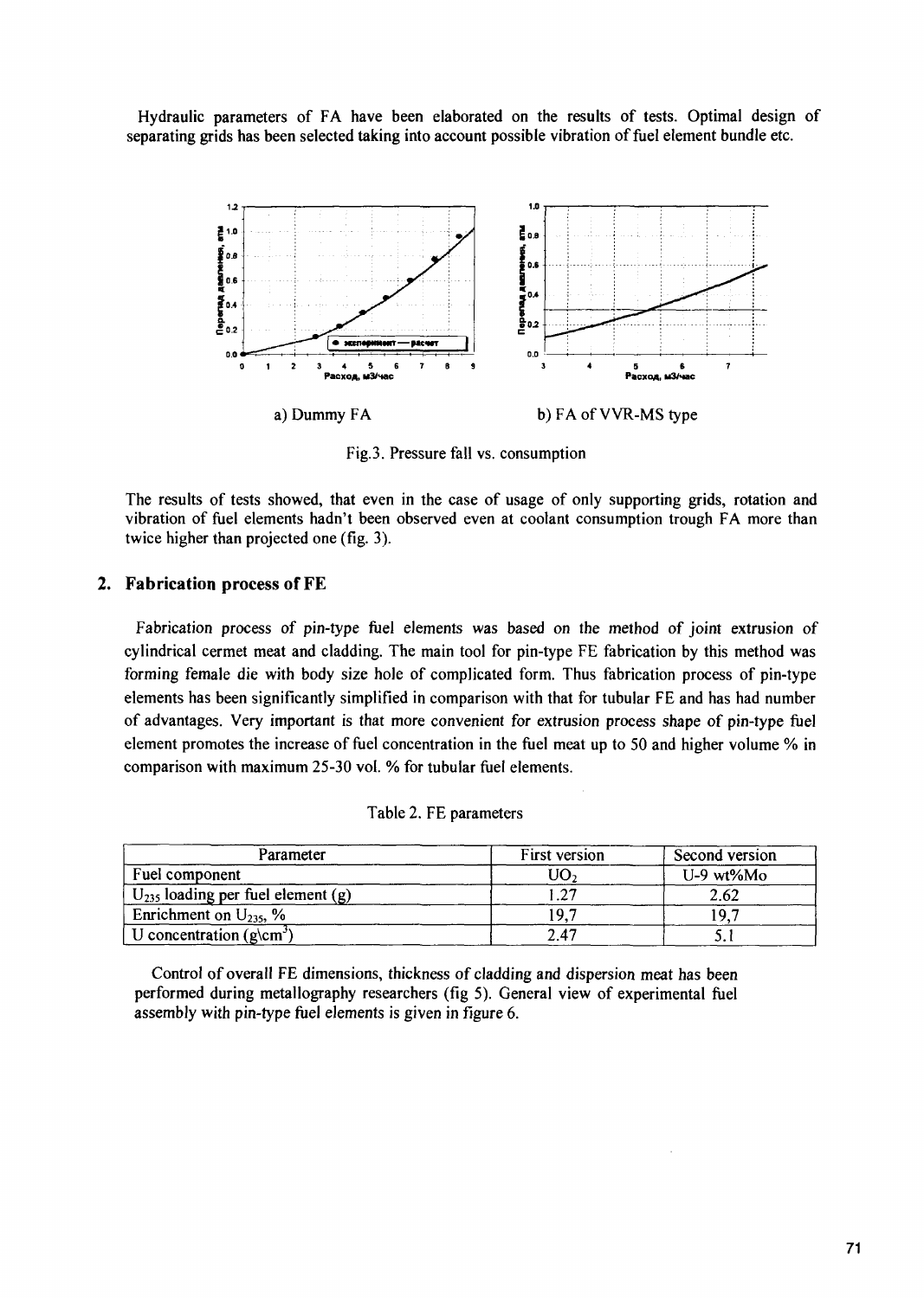Hydraulic parameters of FA have been elaborated on the results of tests. Optimal design of separating grids has been selected taking into account possible vibration of fuel element bundle etc.

a) Dummy FA

b) FA of VVR-MS type

Fig.3. Pressure fall vs. consumption

The results of tests showed, that even in the case of usage of only supporting grids, rotation and vibration of fuel elements hadn't been observed even at coolant consumption trough FA more than twice higher than projected one (fig. 3).

## 2. Fabrication process of FE

Fabrication process of pin-type fuel elements was based on the method of joint extrusion of cylindrical cermet meat and cladding. The main tool for pin-type FE fabrication by this method was forming female die with body size hole of complicated form. Thus fabrication process of pin-type elements has been significantly simplified in comparison with that for tubular FE and has had number of advantages. Very important is that more convenient for extrusion process shape of pin-type fuel element promotes the increase of fuel concentration in the fuel meat up to 50 and higher volume % in comparison with maximum 25-30 vol. % for tubular fuel elements.

Table 2. FE parameters

| Parameter | First version | Second version |
|---|---|---|
| Fuel component | $UO_2$ | U-9 wt%Mo |
| $U_{235}$ loading per fuel element (g) | 1.27 | 2.62 |
| Enrichment on $U_{235}$, % | 19,7 | 19,7 |
| U concentration (g\cm$^3$) | 2.47 | 5.1 |

Control of overall FE dimensions, thickness of cladding and dispersion meat has been performed during metallography researchers (fig 5). General view of experimental fuel assembly with pin-type fuel elements is given in figure 6.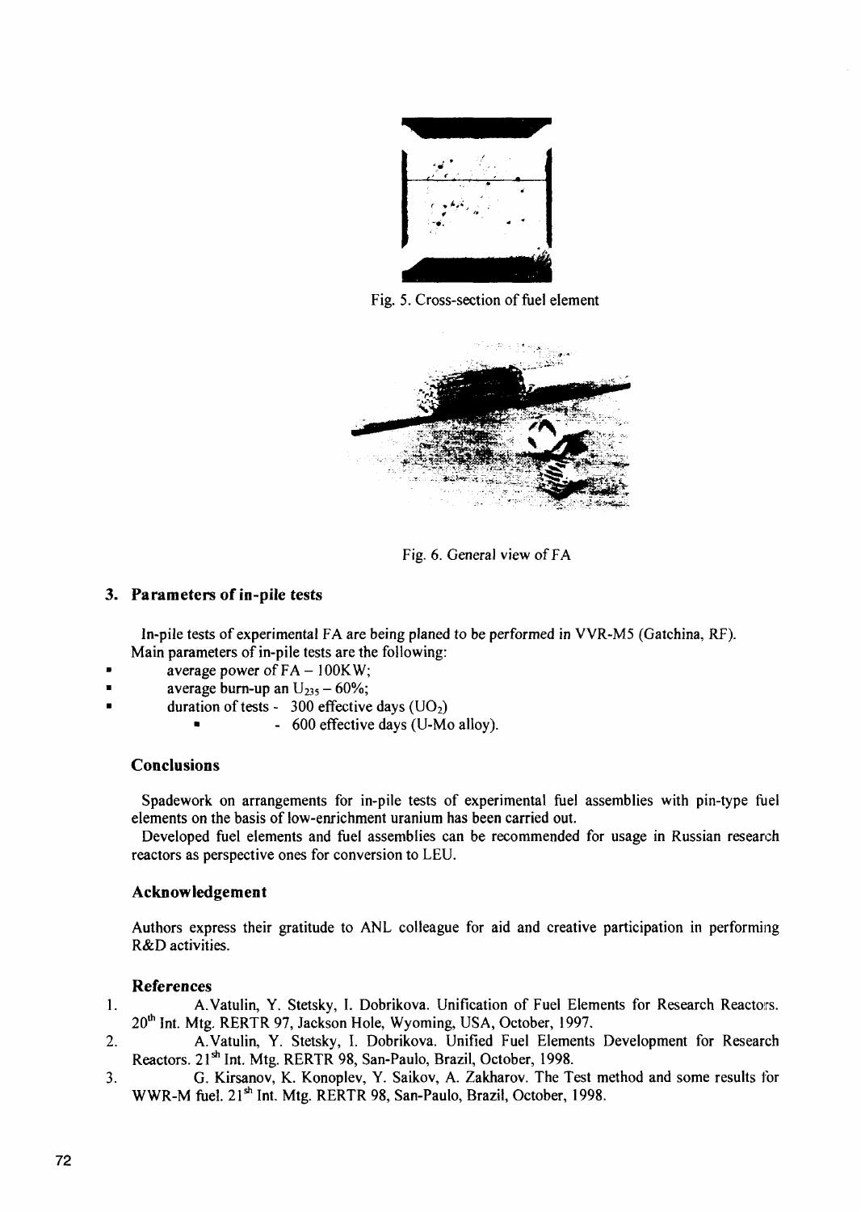Fig. 5. Cross-section of fuel element

Fig. 6. General view of FA

## 3. Parameters of in-pile tests

In-pile tests of experimental FA are being planed to be performed in VVR-M5 (Gatchina, RF).
Main parameters of in-pile tests are the following:

- average power of FA – 100KW;
- average burn-up an $U_{235}$ – 60%;
- duration of tests - 300 effective days ($UO_2$)
    - - 600 effective days (U-Mo alloy).

### Conclusions

Spadework on arrangements for in-pile tests of experimental fuel assemblies with pin-type fuel elements on the basis of low-enrichment uranium has been carried out.

Developed fuel elements and fuel assemblies can be recommended for usage in Russian research reactors as perspective ones for conversion to LEU.

### Acknowledgement

Authors express their gratitude to ANL colleague for aid and creative participation in performing R&D activities.

### References

1. A.Vatulin, Y. Stetsky, I. Dobrikova. Unification of Fuel Elements for Research Reactors. 20th Int. Mtg. RERTR 97, Jackson Hole, Wyoming, USA, October, 1997.
2. A.Vatulin, Y. Stetsky, I. Dobrikova. Unified Fuel Elements Development for Research Reactors. 21sh Int. Mtg. RERTR 98, San-Paulo, Brazil, October, 1998.
3. G. Kirsanov, K. Konoplev, Y. Saikov, A. Zakharov. The Test method and some results for WWR-M fuel. 21sh Int. Mtg. RERTR 98, San-Paulo, Brazil, October, 1998.